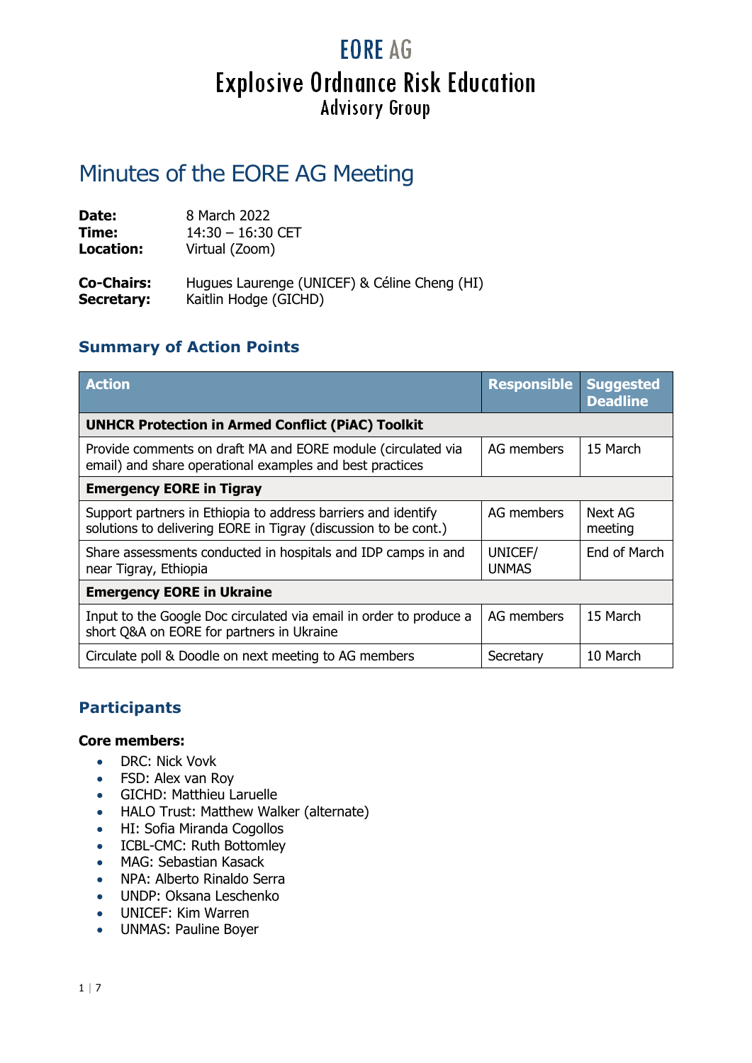# EORE AG

# Explosive Ordnance Risk Education

## Advisory Group

# Minutes of the EORE AG Meeting

**Date:** 8 March 2022
**Time:** 14:30 – 16:30 CET
**Location:** Virtual (Zoom)

**Co-Chairs:** Hugues Laurenge (UNICEF) & Céline Cheng (HI)
**Secretary:** Kaitlin Hodge (GICHD)

## Summary of Action Points

| Action | Responsible | Suggested Deadline |
|---|---|---|
| **UNHCR Protection in Armed Conflict (PiAC) Toolkit** | | |
| Provide comments on draft MA and EORE module (circulated via email) and share operational examples and best practices | AG members | 15 March |
| **Emergency EORE in Tigray** | | |
| Support partners in Ethiopia to address barriers and identify solutions to delivering EORE in Tigray (discussion to be cont.) | AG members | Next AG meeting |
| Share assessments conducted in hospitals and IDP camps in and near Tigray, Ethiopia | UNICEF/ UNMAS | End of March |
| **Emergency EORE in Ukraine** | | |
| Input to the Google Doc circulated via email in order to produce a short Q&A on EORE for partners in Ukraine | AG members | 15 March |
| Circulate poll & Doodle on next meeting to AG members | Secretary | 10 March |

## Participants

**Core members:**

- DRC: Nick Vovk
- FSD: Alex van Roy
- GICHD: Matthieu Laruelle
- HALO Trust: Matthew Walker (alternate)
- HI: Sofia Miranda Cogollos
- ICBL-CMC: Ruth Bottomley
- MAG: Sebastian Kasack
- NPA: Alberto Rinaldo Serra
- UNDP: Oksana Leschenko
- UNICEF: Kim Warren
- UNMAS: Pauline Boyer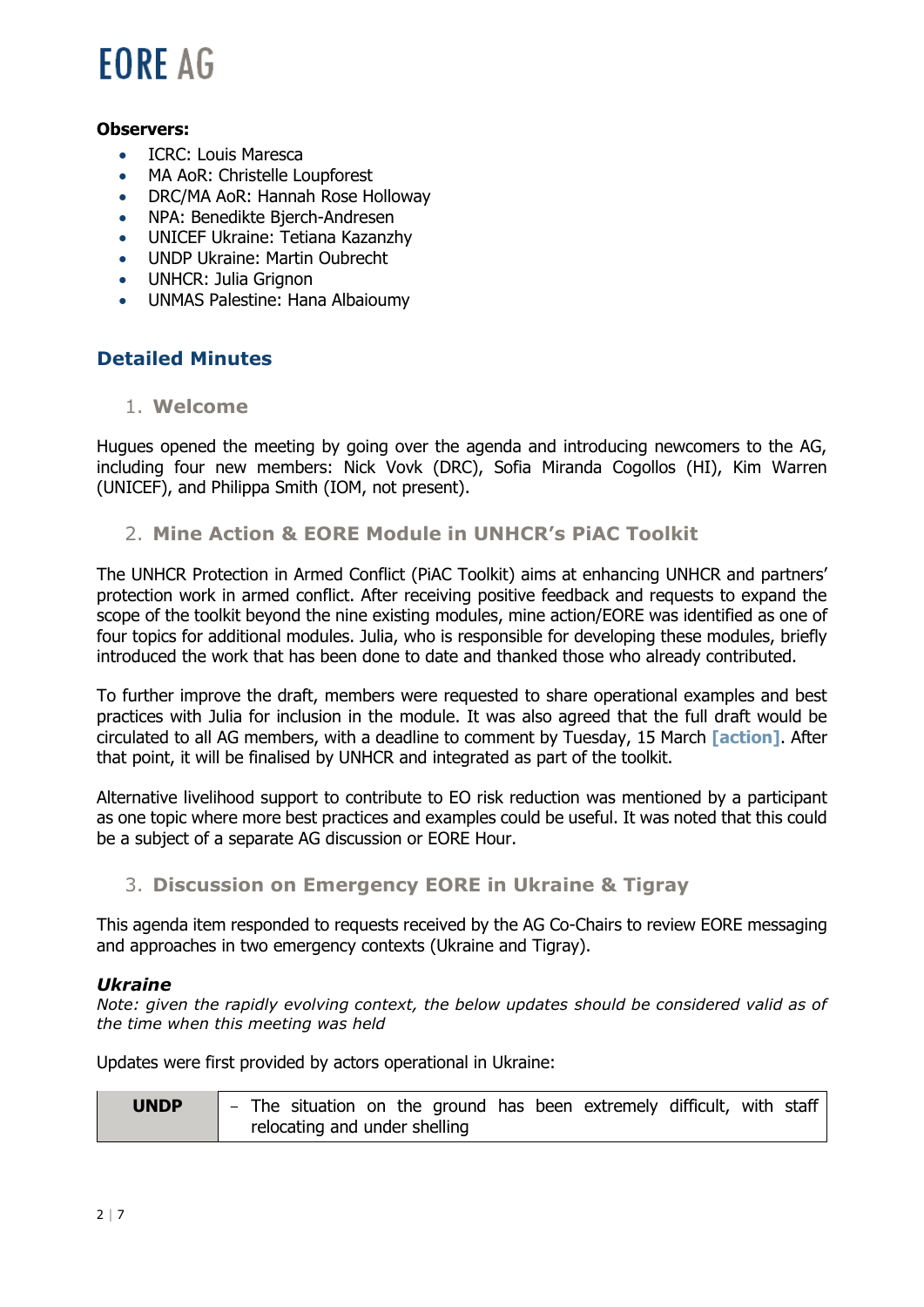**Observers:**

- ICRC: Louis Maresca
- MA AoR: Christelle Loupforest
- DRC/MA AoR: Hannah Rose Holloway
- NPA: Benedikte Bjerch-Andresen
- UNICEF Ukraine: Tetiana Kazanzhy
- UNDP Ukraine: Martin Oubrecht
- UNHCR: Julia Grignon
- UNMAS Palestine: Hana Albaioumy

## Detailed Minutes

### 1. Welcome

Hugues opened the meeting by going over the agenda and introducing newcomers to the AG, including four new members: Nick Vovk (DRC), Sofia Miranda Cogollos (HI), Kim Warren (UNICEF), and Philippa Smith (IOM, not present).

### 2. Mine Action & EORE Module in UNHCR's PiAC Toolkit

The UNHCR Protection in Armed Conflict (PiAC Toolkit) aims at enhancing UNHCR and partners' protection work in armed conflict. After receiving positive feedback and requests to expand the scope of the toolkit beyond the nine existing modules, mine action/EORE was identified as one of four topics for additional modules. Julia, who is responsible for developing these modules, briefly introduced the work that has been done to date and thanked those who already contributed.

To further improve the draft, members were requested to share operational examples and best practices with Julia for inclusion in the module. It was also agreed that the full draft would be circulated to all AG members, with a deadline to comment by Tuesday, 15 March **[action]**. After that point, it will be finalised by UNHCR and integrated as part of the toolkit.

Alternative livelihood support to contribute to EO risk reduction was mentioned by a participant as one topic where more best practices and examples could be useful. It was noted that this could be a subject of a separate AG discussion or EORE Hour.

### 3. Discussion on Emergency EORE in Ukraine & Tigray

This agenda item responded to requests received by the AG Co-Chairs to review EORE messaging and approaches in two emergency contexts (Ukraine and Tigray).

#### *Ukraine*

*Note: given the rapidly evolving context, the below updates should be considered valid as of the time when this meeting was held*

Updates were first provided by actors operational in Ukraine:

| **UNDP** | – The situation on the ground has been extremely difficult, with staff relocating and under shelling |
|---|---|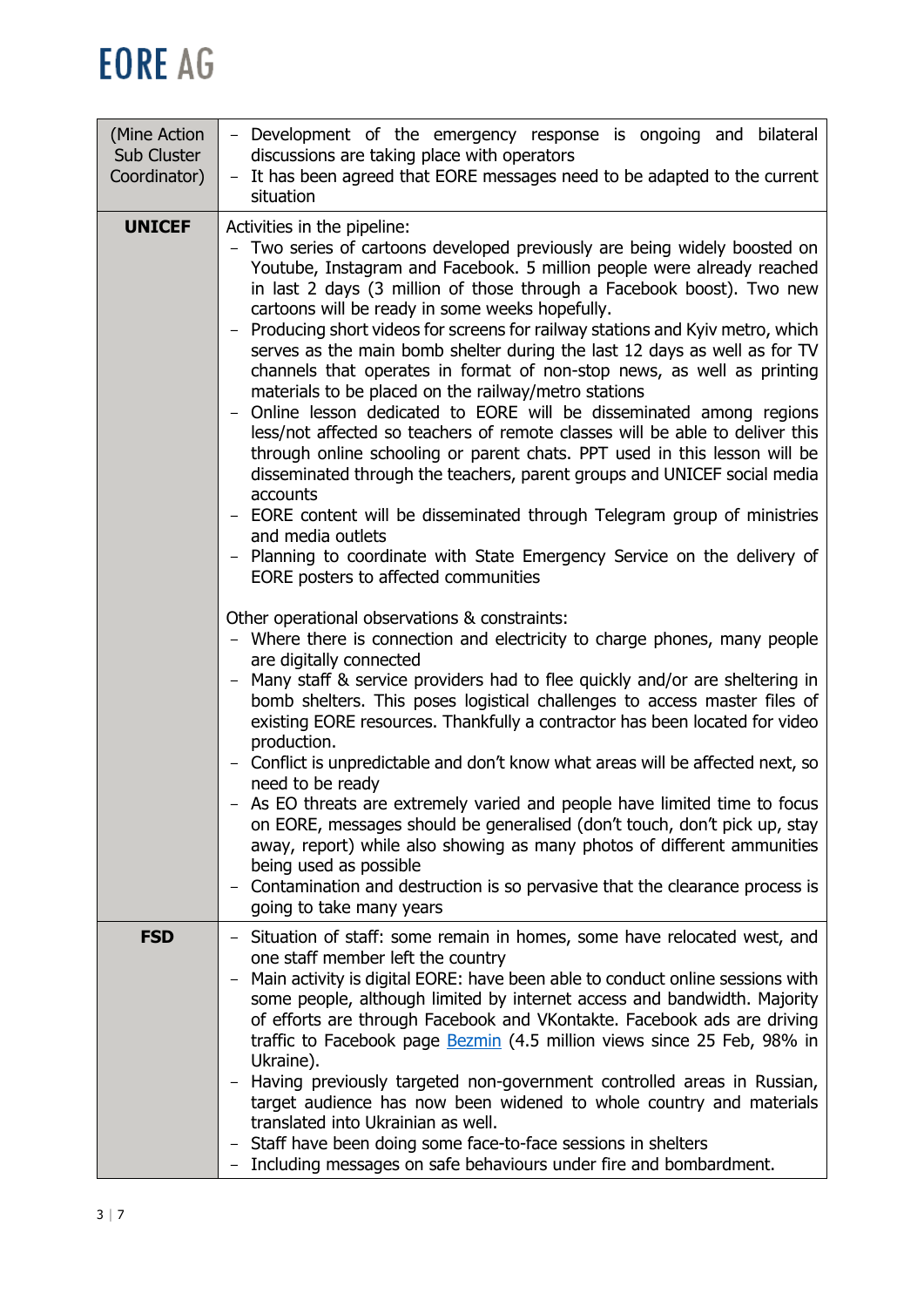| | |
|---|---|
| (Mine Action Sub Cluster Coordinator) | - Development of the emergency response is ongoing and bilateral discussions are taking place with operators<br>- It has been agreed that EORE messages need to be adapted to the current situation |
| **UNICEF** | Activities in the pipeline:<br>- Two series of cartoons developed previously are being widely boosted on Youtube, Instagram and Facebook. 5 million people were already reached in last 2 days (3 million of those through a Facebook boost). Two new cartoons will be ready in some weeks hopefully.<br>- Producing short videos for screens for railway stations and Kyiv metro, which serves as the main bomb shelter during the last 12 days as well as for TV channels that operates in format of non-stop news, as well as printing materials to be placed on the railway/metro stations<br>- Online lesson dedicated to EORE will be disseminated among regions less/not affected so teachers of remote classes will be able to deliver this through online schooling or parent chats. PPT used in this lesson will be disseminated through the teachers, parent groups and UNICEF social media accounts<br>- EORE content will be disseminated through Telegram group of ministries and media outlets<br>- Planning to coordinate with State Emergency Service on the delivery of EORE posters to affected communities<br><br>Other operational observations & constraints:<br>- Where there is connection and electricity to charge phones, many people are digitally connected<br>- Many staff & service providers had to flee quickly and/or are sheltering in bomb shelters. This poses logistical challenges to access master files of existing EORE resources. Thankfully a contractor has been located for video production.<br>- Conflict is unpredictable and don't know what areas will be affected next, so need to be ready<br>- As EO threats are extremely varied and people have limited time to focus on EORE, messages should be generalised (don't touch, don't pick up, stay away, report) while also showing as many photos of different ammunities being used as possible<br>- Contamination and destruction is so pervasive that the clearance process is going to take many years |
| **FSD** | - Situation of staff: some remain in homes, some have relocated west, and one staff member left the country<br>- Main activity is digital EORE: have been able to conduct online sessions with some people, although limited by internet access and bandwidth. Majority of efforts are through Facebook and VKontakte. Facebook ads are driving traffic to Facebook page Bezmin (4.5 million views since 25 Feb, 98% in Ukraine).<br>- Having previously targeted non-government controlled areas in Russian, target audience has now been widened to whole country and materials translated into Ukrainian as well.<br>- Staff have been doing some face-to-face sessions in shelters<br>- Including messages on safe behaviours under fire and bombardment. |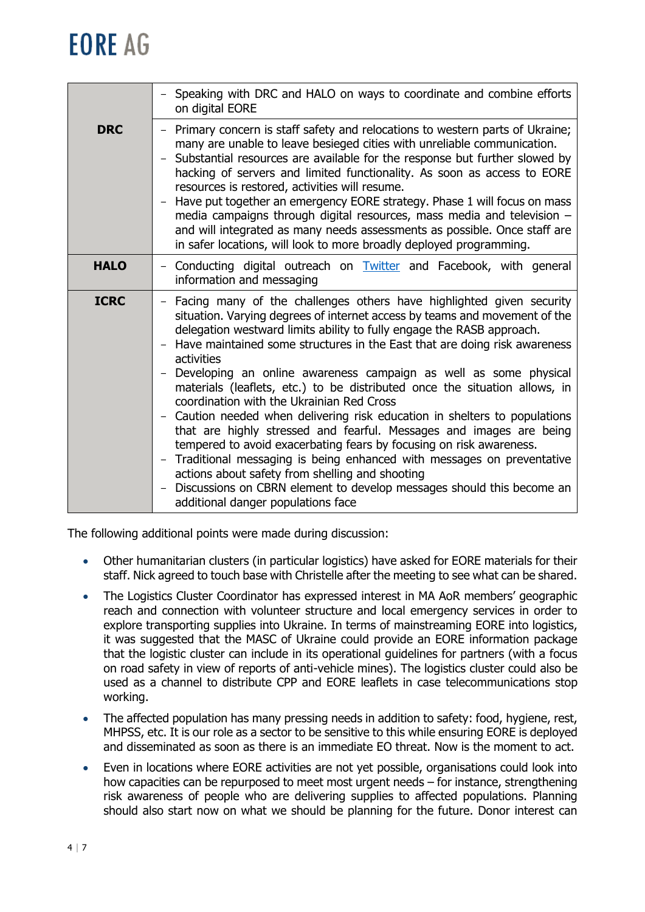| | |
|---|---|
| | – Speaking with DRC and HALO on ways to coordinate and combine efforts on digital EORE |
| **DRC** | – Primary concern is staff safety and relocations to western parts of Ukraine; many are unable to leave besieged cities with unreliable communication.<br>– Substantial resources are available for the response but further slowed by hacking of servers and limited functionality. As soon as access to EORE resources is restored, activities will resume.<br>– Have put together an emergency EORE strategy. Phase 1 will focus on mass media campaigns through digital resources, mass media and television – and will integrated as many needs assessments as possible. Once staff are in safer locations, will look to more broadly deployed programming. |
| **HALO** | – Conducting digital outreach on [Twitter] and Facebook, with general information and messaging |
| **ICRC** | – Facing many of the challenges others have highlighted given security situation. Varying degrees of internet access by teams and movement of the delegation westward limits ability to fully engage the RASB approach.<br>– Have maintained some structures in the East that are doing risk awareness activities<br>– Developing an online awareness campaign as well as some physical materials (leaflets, etc.) to be distributed once the situation allows, in coordination with the Ukrainian Red Cross<br>– Caution needed when delivering risk education in shelters to populations that are highly stressed and fearful. Messages and images are being tempered to avoid exacerbating fears by focusing on risk awareness.<br>– Traditional messaging is being enhanced with messages on preventative actions about safety from shelling and shooting<br>– Discussions on CBRN element to develop messages should this become an additional danger populations face |

The following additional points were made during discussion:

- Other humanitarian clusters (in particular logistics) have asked for EORE materials for their staff. Nick agreed to touch base with Christelle after the meeting to see what can be shared.
- The Logistics Cluster Coordinator has expressed interest in MA AoR members' geographic reach and connection with volunteer structure and local emergency services in order to explore transporting supplies into Ukraine. In terms of mainstreaming EORE into logistics, it was suggested that the MASC of Ukraine could provide an EORE information package that the logistic cluster can include in its operational guidelines for partners (with a focus on road safety in view of reports of anti-vehicle mines). The logistics cluster could also be used as a channel to distribute CPP and EORE leaflets in case telecommunications stop working.
- The affected population has many pressing needs in addition to safety: food, hygiene, rest, MHPSS, etc. It is our role as a sector to be sensitive to this while ensuring EORE is deployed and disseminated as soon as there is an immediate EO threat. Now is the moment to act.
- Even in locations where EORE activities are not yet possible, organisations could look into how capacities can be repurposed to meet most urgent needs – for instance, strengthening risk awareness of people who are delivering supplies to affected populations. Planning should also start now on what we should be planning for the future. Donor interest can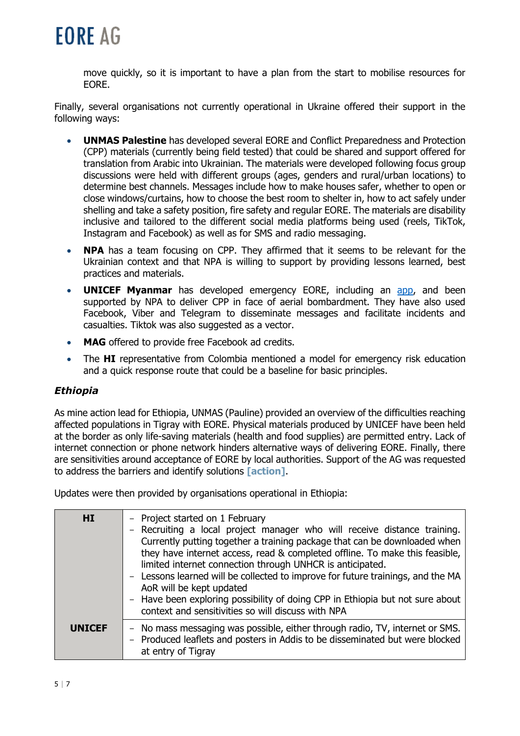move quickly, so it is important to have a plan from the start to mobilise resources for EORE.

Finally, several organisations not currently operational in Ukraine offered their support in the following ways:

- **UNMAS Palestine** has developed several EORE and Conflict Preparedness and Protection (CPP) materials (currently being field tested) that could be shared and support offered for translation from Arabic into Ukrainian. The materials were developed following focus group discussions were held with different groups (ages, genders and rural/urban locations) to determine best channels. Messages include how to make houses safer, whether to open or close windows/curtains, how to choose the best room to shelter in, how to act safely under shelling and take a safety position, fire safety and regular EORE. The materials are disability inclusive and tailored to the different social media platforms being used (reels, TikTok, Instagram and Facebook) as well as for SMS and radio messaging.
- **NPA** has a team focusing on CPP. They affirmed that it seems to be relevant for the Ukrainian context and that NPA is willing to support by providing lessons learned, best practices and materials.
- **UNICEF Myanmar** has developed emergency EORE, including an app, and been supported by NPA to deliver CPP in face of aerial bombardment. They have also used Facebook, Viber and Telegram to disseminate messages and facilitate incidents and casualties. Tiktok was also suggested as a vector.
- **MAG** offered to provide free Facebook ad credits.
- The **HI** representative from Colombia mentioned a model for emergency risk education and a quick response route that could be a baseline for basic principles.

### *Ethiopia*

As mine action lead for Ethiopia, UNMAS (Pauline) provided an overview of the difficulties reaching affected populations in Tigray with EORE. Physical materials produced by UNICEF have been held at the border as only life-saving materials (health and food supplies) are permitted entry. Lack of internet connection or phone network hinders alternative ways of delivering EORE. Finally, there are sensitivities around acceptance of EORE by local authorities. Support of the AG was requested to address the barriers and identify solutions **[action]**.

Updates were then provided by organisations operational in Ethiopia:

| | |
|---|---|
| **HI** | – Project started on 1 February<br>– Recruiting a local project manager who will receive distance training. Currently putting together a training package that can be downloaded when they have internet access, read & completed offline. To make this feasible, limited internet connection through UNHCR is anticipated.<br>– Lessons learned will be collected to improve for future trainings, and the MA AoR will be kept updated<br>– Have been exploring possibility of doing CPP in Ethiopia but not sure about context and sensitivities so will discuss with NPA |
| **UNICEF** | – No mass messaging was possible, either through radio, TV, internet or SMS.<br>– Produced leaflets and posters in Addis to be disseminated but were blocked at entry of Tigray |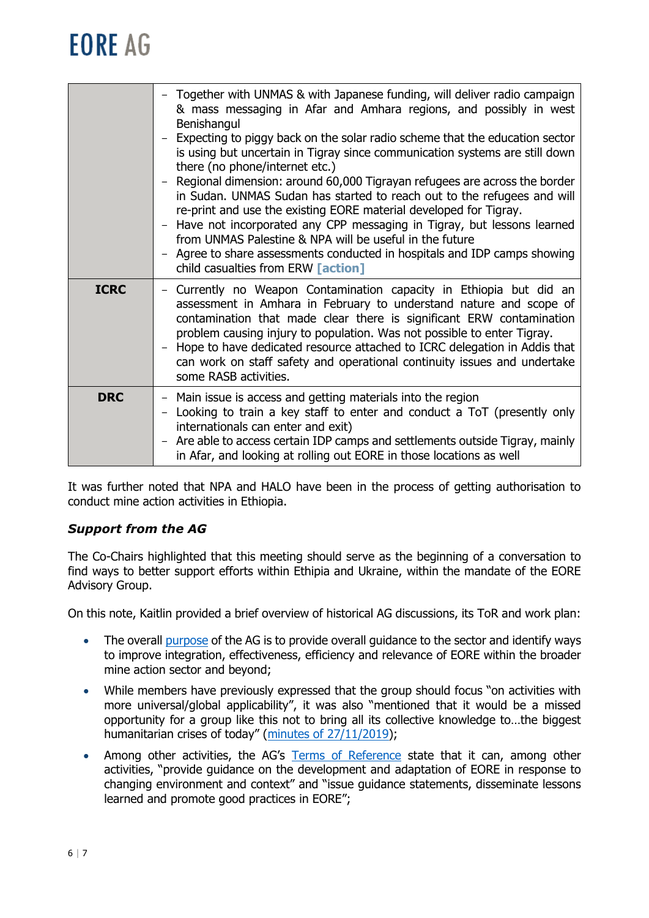| | |
|---|---|
| | – Together with UNMAS & with Japanese funding, will deliver radio campaign & mass messaging in Afar and Amhara regions, and possibly in west Benishangul<br>– Expecting to piggy back on the solar radio scheme that the education sector is using but uncertain in Tigray since communication systems are still down there (no phone/internet etc.)<br>– Regional dimension: around 60,000 Tigrayan refugees are across the border in Sudan. UNMAS Sudan has started to reach out to the refugees and will re-print and use the existing EORE material developed for Tigray.<br>– Have not incorporated any CPP messaging in Tigray, but lessons learned from UNMAS Palestine & NPA will be useful in the future<br>– Agree to share assessments conducted in hospitals and IDP camps showing child casualties from ERW **[action]** |
| **ICRC** | – Currently no Weapon Contamination capacity in Ethiopia but did an assessment in Amhara in February to understand nature and scope of contamination that made clear there is significant ERW contamination problem causing injury to population. Was not possible to enter Tigray.<br>– Hope to have dedicated resource attached to ICRC delegation in Addis that can work on staff safety and operational continuity issues and undertake some RASB activities. |
| **DRC** | – Main issue is access and getting materials into the region<br>– Looking to train a key staff to enter and conduct a ToT (presently only internationals can enter and exit)<br>– Are able to access certain IDP camps and settlements outside Tigray, mainly in Afar, and looking at rolling out EORE in those locations as well |

It was further noted that NPA and HALO have been in the process of getting authorisation to conduct mine action activities in Ethiopia.

### *Support from the AG*

The Co-Chairs highlighted that this meeting should serve as the beginning of a conversation to find ways to better support efforts within Ethipia and Ukraine, within the mandate of the EORE Advisory Group.

On this note, Kaitlin provided a brief overview of historical AG discussions, its ToR and work plan:

- The overall purpose of the AG is to provide overall guidance to the sector and identify ways to improve integration, effectiveness, efficiency and relevance of EORE within the broader mine action sector and beyond;
- While members have previously expressed that the group should focus "on activities with more universal/global applicability", it was also "mentioned that it would be a missed opportunity for a group like this not to bring all its collective knowledge to…the biggest humanitarian crises of today" (minutes of 27/11/2019);
- Among other activities, the AG's Terms of Reference state that it can, among other activities, "provide guidance on the development and adaptation of EORE in response to changing environment and context" and "issue guidance statements, disseminate lessons learned and promote good practices in EORE";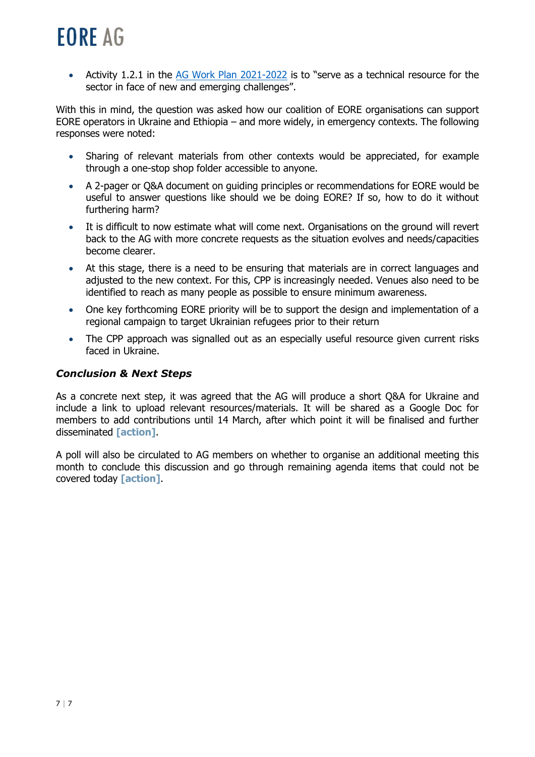- Activity 1.2.1 in the AG Work Plan 2021-2022 is to "serve as a technical resource for the sector in face of new and emerging challenges".

With this in mind, the question was asked how our coalition of EORE organisations can support EORE operators in Ukraine and Ethiopia – and more widely, in emergency contexts. The following responses were noted:

- Sharing of relevant materials from other contexts would be appreciated, for example through a one-stop shop folder accessible to anyone.
- A 2-pager or Q&A document on guiding principles or recommendations for EORE would be useful to answer questions like should we be doing EORE? If so, how to do it without furthering harm?
- It is difficult to now estimate what will come next. Organisations on the ground will revert back to the AG with more concrete requests as the situation evolves and needs/capacities become clearer.
- At this stage, there is a need to be ensuring that materials are in correct languages and adjusted to the new context. For this, CPP is increasingly needed. Venues also need to be identified to reach as many people as possible to ensure minimum awareness.
- One key forthcoming EORE priority will be to support the design and implementation of a regional campaign to target Ukrainian refugees prior to their return
- The CPP approach was signalled out as an especially useful resource given current risks faced in Ukraine.

### *Conclusion & Next Steps*

As a concrete next step, it was agreed that the AG will produce a short Q&A for Ukraine and include a link to upload relevant resources/materials. It will be shared as a Google Doc for members to add contributions until 14 March, after which point it will be finalised and further disseminated **[action]**.

A poll will also be circulated to AG members on whether to organise an additional meeting this month to conclude this discussion and go through remaining agenda items that could not be covered today **[action]**.